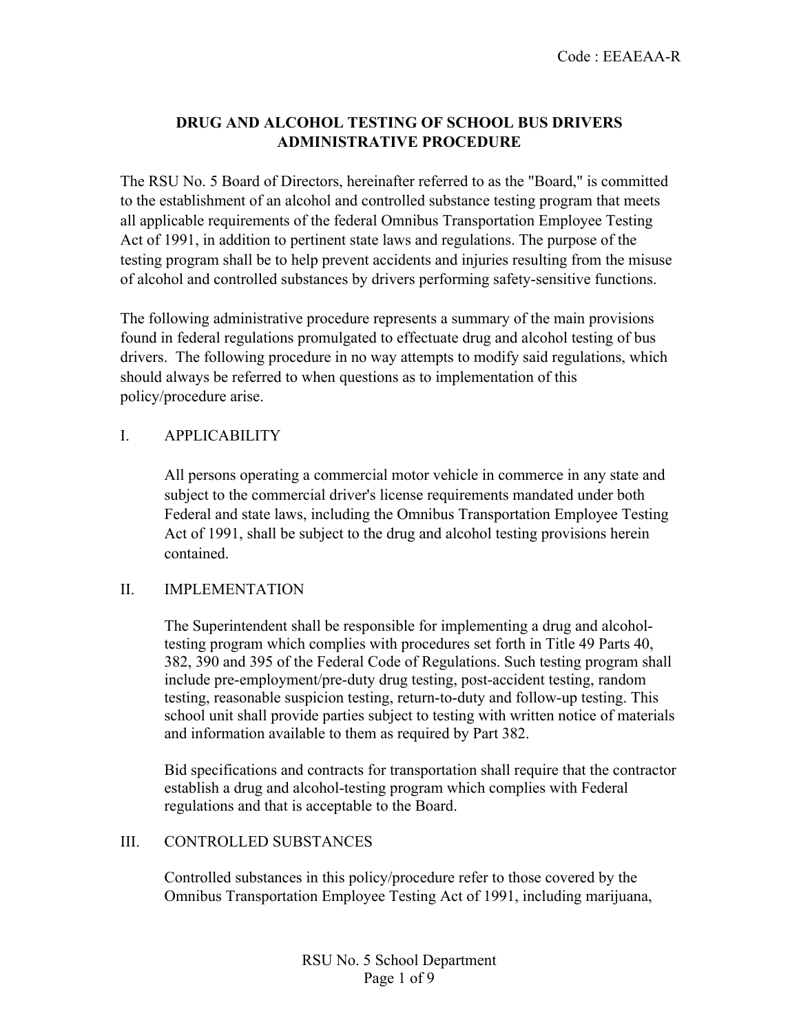Code : EEAEAA-R

# DRUG AND ALCOHOL TESTING OF SCHOOL BUS DRIVERS ADMINISTRATIVE PROCEDURE

The RSU No. 5 Board of Directors, hereinafter referred to as the "Board," is committed to the establishment of an alcohol and controlled substance testing program that meets all applicable requirements of the federal Omnibus Transportation Employee Testing Act of 1991, in addition to pertinent state laws and regulations. The purpose of the testing program shall be to help prevent accidents and injuries resulting from the misuse of alcohol and controlled substances by drivers performing safety-sensitive functions.

The following administrative procedure represents a summary of the main provisions found in federal regulations promulgated to effectuate drug and alcohol testing of bus drivers. The following procedure in no way attempts to modify said regulations, which should always be referred to when questions as to implementation of this policy/procedure arise.

## I. APPLICABILITY

All persons operating a commercial motor vehicle in commerce in any state and subject to the commercial driver's license requirements mandated under both Federal and state laws, including the Omnibus Transportation Employee Testing Act of 1991, shall be subject to the drug and alcohol testing provisions herein contained.

## II. IMPLEMENTATION

The Superintendent shall be responsible for implementing a drug and alcohol-testing program which complies with procedures set forth in Title 49 Parts 40, 382, 390 and 395 of the Federal Code of Regulations. Such testing program shall include pre-employment/pre-duty drug testing, post-accident testing, random testing, reasonable suspicion testing, return-to-duty and follow-up testing. This school unit shall provide parties subject to testing with written notice of materials and information available to them as required by Part 382.

Bid specifications and contracts for transportation shall require that the contractor establish a drug and alcohol-testing program which complies with Federal regulations and that is acceptable to the Board.

## III. CONTROLLED SUBSTANCES

Controlled substances in this policy/procedure refer to those covered by the Omnibus Transportation Employee Testing Act of 1991, including marijuana,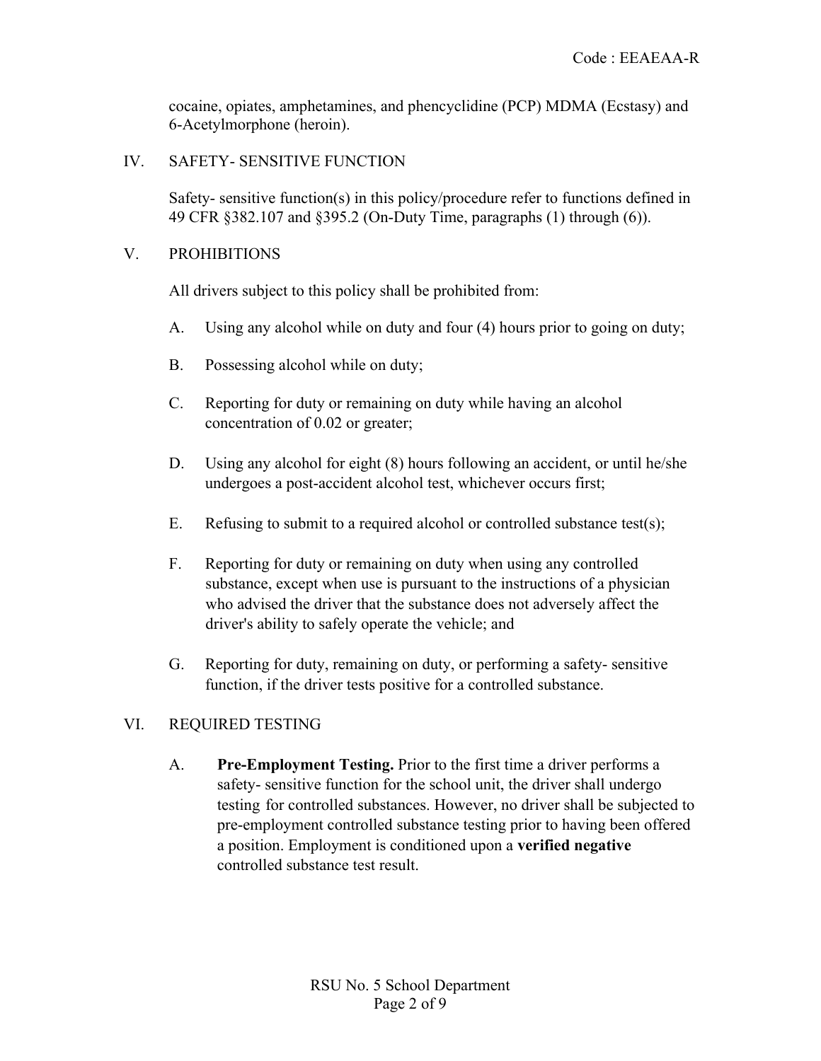cocaine, opiates, amphetamines, and phencyclidine (PCP) MDMA (Ecstasy) and 6-Acetylmorphone (heroin).

## IV. SAFETY- SENSITIVE FUNCTION

Safety- sensitive function(s) in this policy/procedure refer to functions defined in 49 CFR §382.107 and §395.2 (On-Duty Time, paragraphs (1) through (6)).

## V. PROHIBITIONS

All drivers subject to this policy shall be prohibited from:

A. Using any alcohol while on duty and four (4) hours prior to going on duty;

B. Possessing alcohol while on duty;

C. Reporting for duty or remaining on duty while having an alcohol concentration of 0.02 or greater;

D. Using any alcohol for eight (8) hours following an accident, or until he/she undergoes a post-accident alcohol test, whichever occurs first;

E. Refusing to submit to a required alcohol or controlled substance test(s);

F. Reporting for duty or remaining on duty when using any controlled substance, except when use is pursuant to the instructions of a physician who advised the driver that the substance does not adversely affect the driver's ability to safely operate the vehicle; and

G. Reporting for duty, remaining on duty, or performing a safety- sensitive function, if the driver tests positive for a controlled substance.

## VI. REQUIRED TESTING

A. **Pre-Employment Testing.** Prior to the first time a driver performs a safety- sensitive function for the school unit, the driver shall undergo testing for controlled substances. However, no driver shall be subjected to pre-employment controlled substance testing prior to having been offered a position. Employment is conditioned upon a **verified negative** controlled substance test result.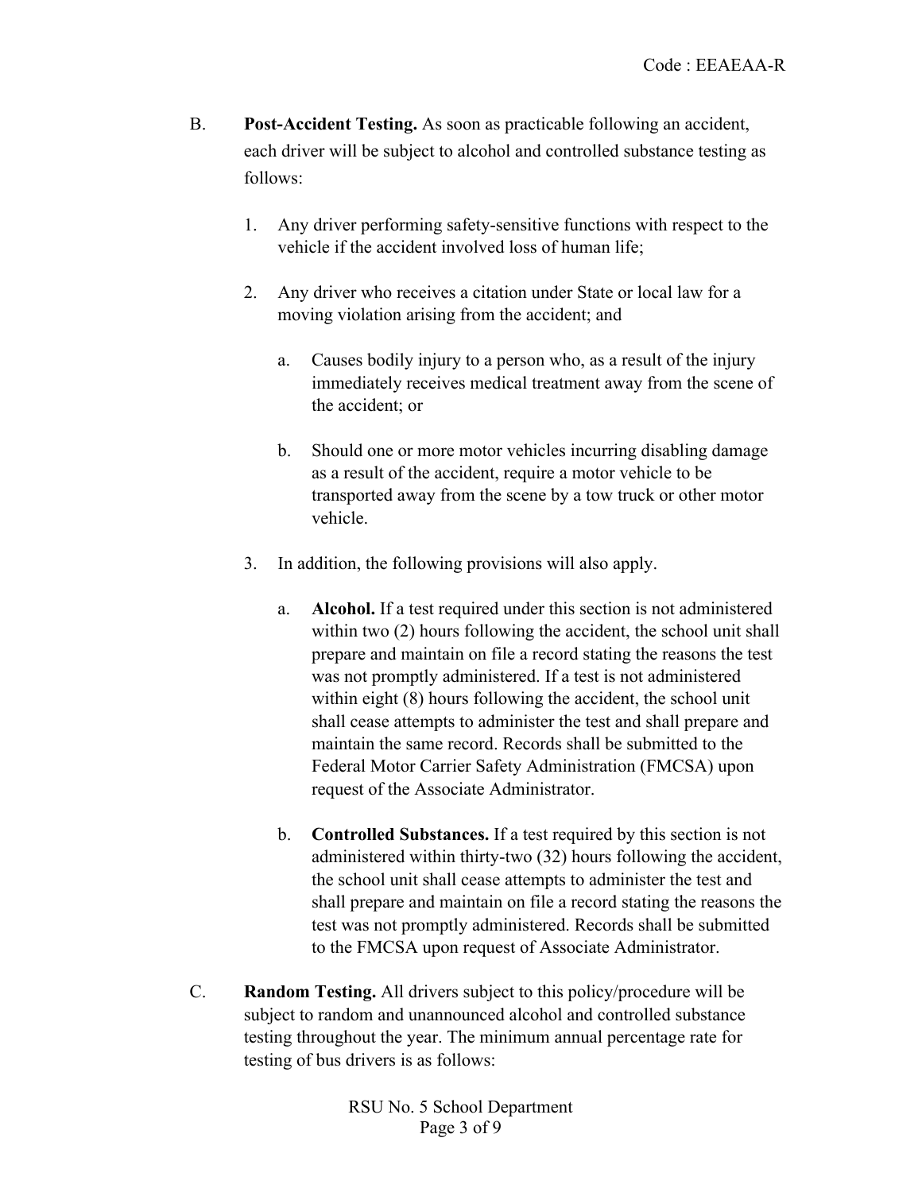B. **Post-Accident Testing.** As soon as practicable following an accident, each driver will be subject to alcohol and controlled substance testing as follows:

1. Any driver performing safety-sensitive functions with respect to the vehicle if the accident involved loss of human life;

2. Any driver who receives a citation under State or local law for a moving violation arising from the accident; and

   a. Causes bodily injury to a person who, as a result of the injury immediately receives medical treatment away from the scene of the accident; or

   b. Should one or more motor vehicles incurring disabling damage as a result of the accident, require a motor vehicle to be transported away from the scene by a tow truck or other motor vehicle.

3. In addition, the following provisions will also apply.

   a. **Alcohol.** If a test required under this section is not administered within two (2) hours following the accident, the school unit shall prepare and maintain on file a record stating the reasons the test was not promptly administered. If a test is not administered within eight (8) hours following the accident, the school unit shall cease attempts to administer the test and shall prepare and maintain the same record. Records shall be submitted to the Federal Motor Carrier Safety Administration (FMCSA) upon request of the Associate Administrator.

   b. **Controlled Substances.** If a test required by this section is not administered within thirty-two (32) hours following the accident, the school unit shall cease attempts to administer the test and shall prepare and maintain on file a record stating the reasons the test was not promptly administered. Records shall be submitted to the FMCSA upon request of Associate Administrator.

C. **Random Testing.** All drivers subject to this policy/procedure will be subject to random and unannounced alcohol and controlled substance testing throughout the year. The minimum annual percentage rate for testing of bus drivers is as follows: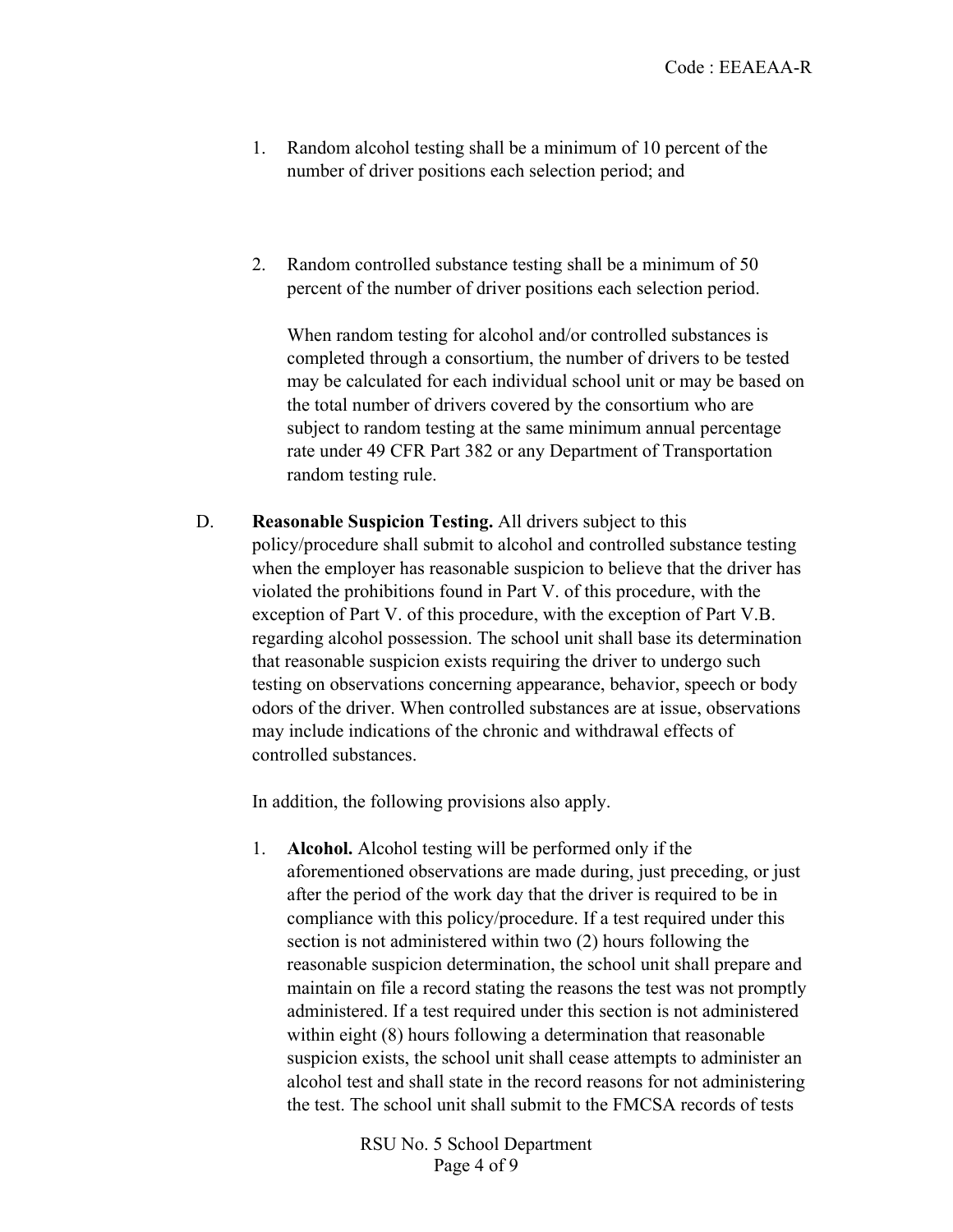1. Random alcohol testing shall be a minimum of 10 percent of the number of driver positions each selection period; and

2. Random controlled substance testing shall be a minimum of 50 percent of the number of driver positions each selection period.

   When random testing for alcohol and/or controlled substances is completed through a consortium, the number of drivers to be tested may be calculated for each individual school unit or may be based on the total number of drivers covered by the consortium who are subject to random testing at the same minimum annual percentage rate under 49 CFR Part 382 or any Department of Transportation random testing rule.

D. **Reasonable Suspicion Testing.** All drivers subject to this policy/procedure shall submit to alcohol and controlled substance testing when the employer has reasonable suspicion to believe that the driver has violated the prohibitions found in Part V. of this procedure, with the exception of Part V. of this procedure, with the exception of Part V.B. regarding alcohol possession. The school unit shall base its determination that reasonable suspicion exists requiring the driver to undergo such testing on observations concerning appearance, behavior, speech or body odors of the driver. When controlled substances are at issue, observations may include indications of the chronic and withdrawal effects of controlled substances.

   In addition, the following provisions also apply.

   1. **Alcohol.** Alcohol testing will be performed only if the aforementioned observations are made during, just preceding, or just after the period of the work day that the driver is required to be in compliance with this policy/procedure. If a test required under this section is not administered within two (2) hours following the reasonable suspicion determination, the school unit shall prepare and maintain on file a record stating the reasons the test was not promptly administered. If a test required under this section is not administered within eight (8) hours following a determination that reasonable suspicion exists, the school unit shall cease attempts to administer an alcohol test and shall state in the record reasons for not administering the test. The school unit shall submit to the FMCSA records of tests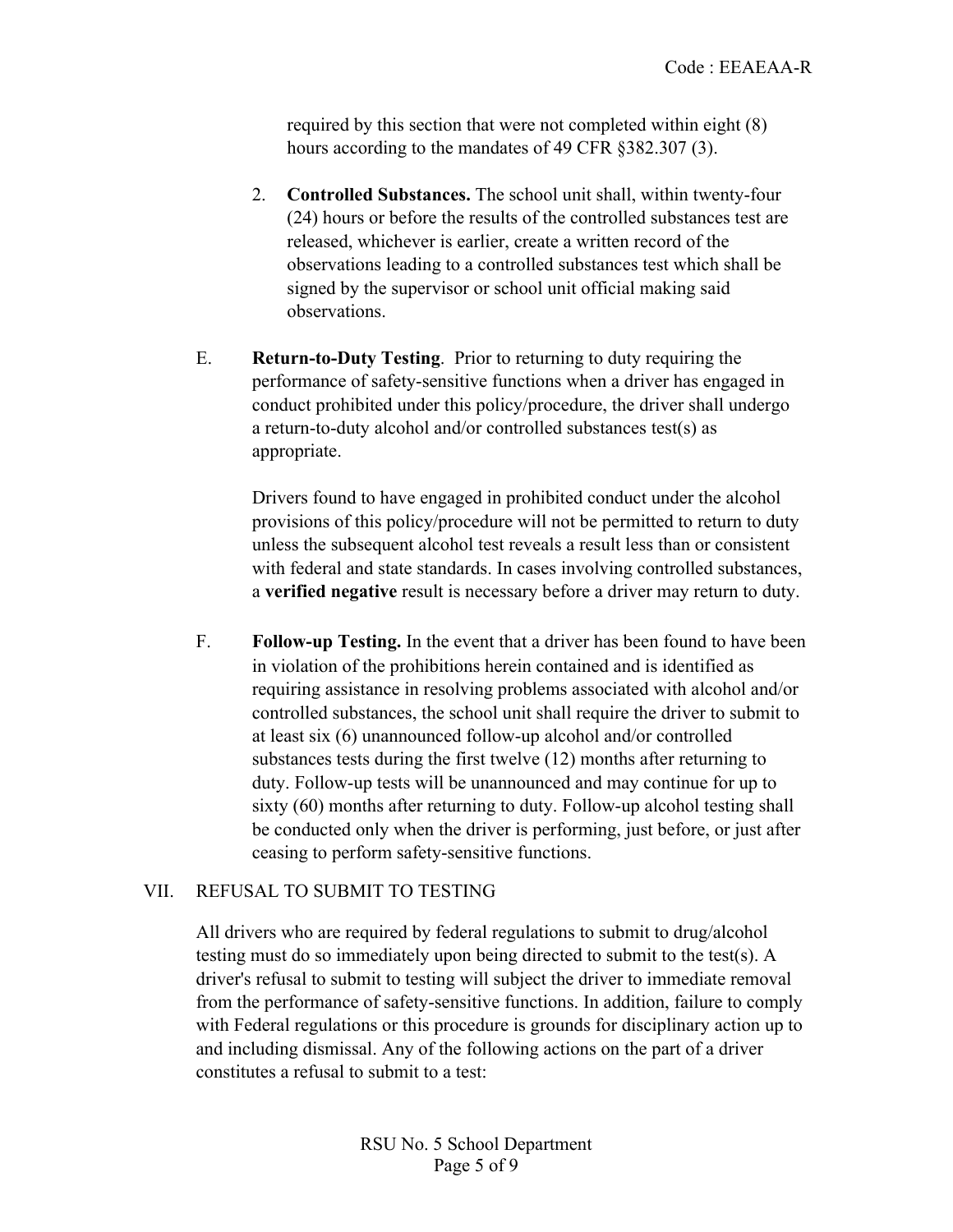required by this section that were not completed within eight (8) hours according to the mandates of 49 CFR §382.307 (3).

2. **Controlled Substances.** The school unit shall, within twenty-four (24) hours or before the results of the controlled substances test are released, whichever is earlier, create a written record of the observations leading to a controlled substances test which shall be signed by the supervisor or school unit official making said observations.

E. **Return-to-Duty Testing**. Prior to returning to duty requiring the performance of safety-sensitive functions when a driver has engaged in conduct prohibited under this policy/procedure, the driver shall undergo a return-to-duty alcohol and/or controlled substances test(s) as appropriate.

Drivers found to have engaged in prohibited conduct under the alcohol provisions of this policy/procedure will not be permitted to return to duty unless the subsequent alcohol test reveals a result less than or consistent with federal and state standards. In cases involving controlled substances, a **verified negative** result is necessary before a driver may return to duty.

F. **Follow-up Testing.** In the event that a driver has been found to have been in violation of the prohibitions herein contained and is identified as requiring assistance in resolving problems associated with alcohol and/or controlled substances, the school unit shall require the driver to submit to at least six (6) unannounced follow-up alcohol and/or controlled substances tests during the first twelve (12) months after returning to duty. Follow-up tests will be unannounced and may continue for up to sixty (60) months after returning to duty. Follow-up alcohol testing shall be conducted only when the driver is performing, just before, or just after ceasing to perform safety-sensitive functions.

## VII. REFUSAL TO SUBMIT TO TESTING

All drivers who are required by federal regulations to submit to drug/alcohol testing must do so immediately upon being directed to submit to the test(s). A driver's refusal to submit to testing will subject the driver to immediate removal from the performance of safety-sensitive functions. In addition, failure to comply with Federal regulations or this procedure is grounds for disciplinary action up to and including dismissal. Any of the following actions on the part of a driver constitutes a refusal to submit to a test: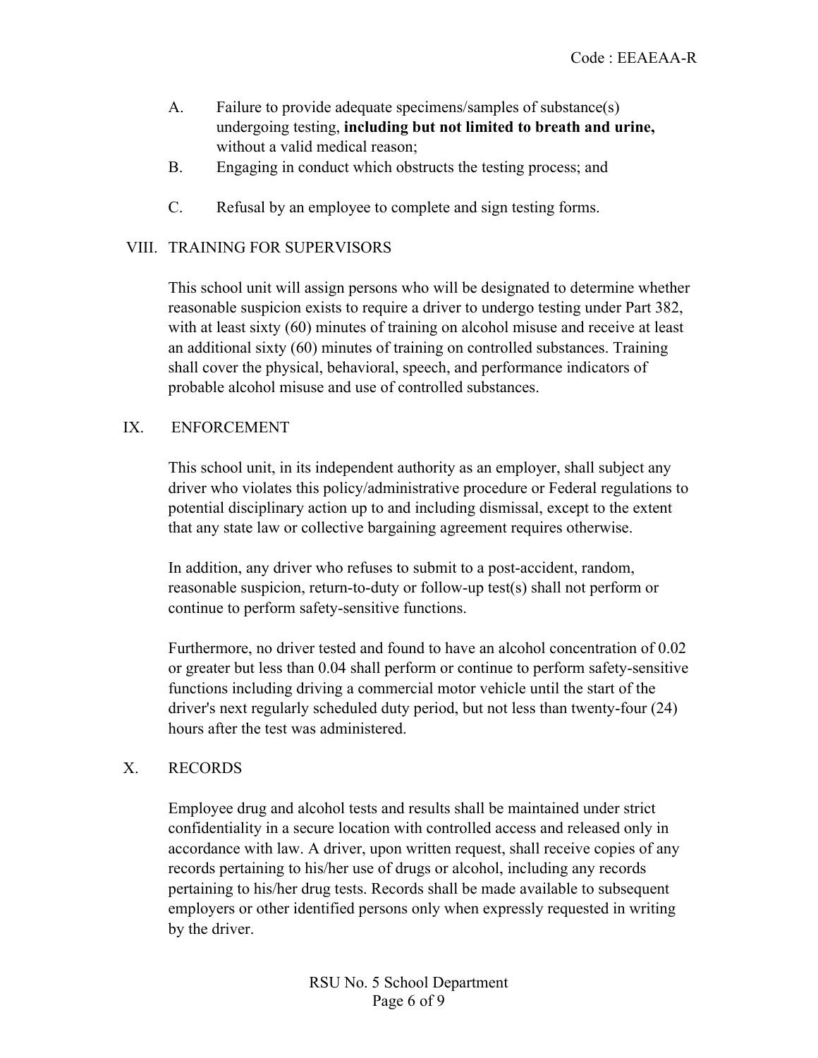A. Failure to provide adequate specimens/samples of substance(s) undergoing testing, **including but not limited to breath and urine,** without a valid medical reason;

B. Engaging in conduct which obstructs the testing process; and

C. Refusal by an employee to complete and sign testing forms.

## VIII. TRAINING FOR SUPERVISORS

This school unit will assign persons who will be designated to determine whether reasonable suspicion exists to require a driver to undergo testing under Part 382, with at least sixty (60) minutes of training on alcohol misuse and receive at least an additional sixty (60) minutes of training on controlled substances. Training shall cover the physical, behavioral, speech, and performance indicators of probable alcohol misuse and use of controlled substances.

## IX. ENFORCEMENT

This school unit, in its independent authority as an employer, shall subject any driver who violates this policy/administrative procedure or Federal regulations to potential disciplinary action up to and including dismissal, except to the extent that any state law or collective bargaining agreement requires otherwise.

In addition, any driver who refuses to submit to a post-accident, random, reasonable suspicion, return-to-duty or follow-up test(s) shall not perform or continue to perform safety-sensitive functions.

Furthermore, no driver tested and found to have an alcohol concentration of 0.02 or greater but less than 0.04 shall perform or continue to perform safety-sensitive functions including driving a commercial motor vehicle until the start of the driver's next regularly scheduled duty period, but not less than twenty-four (24) hours after the test was administered.

## X. RECORDS

Employee drug and alcohol tests and results shall be maintained under strict confidentiality in a secure location with controlled access and released only in accordance with law. A driver, upon written request, shall receive copies of any records pertaining to his/her use of drugs or alcohol, including any records pertaining to his/her drug tests. Records shall be made available to subsequent employers or other identified persons only when expressly requested in writing by the driver.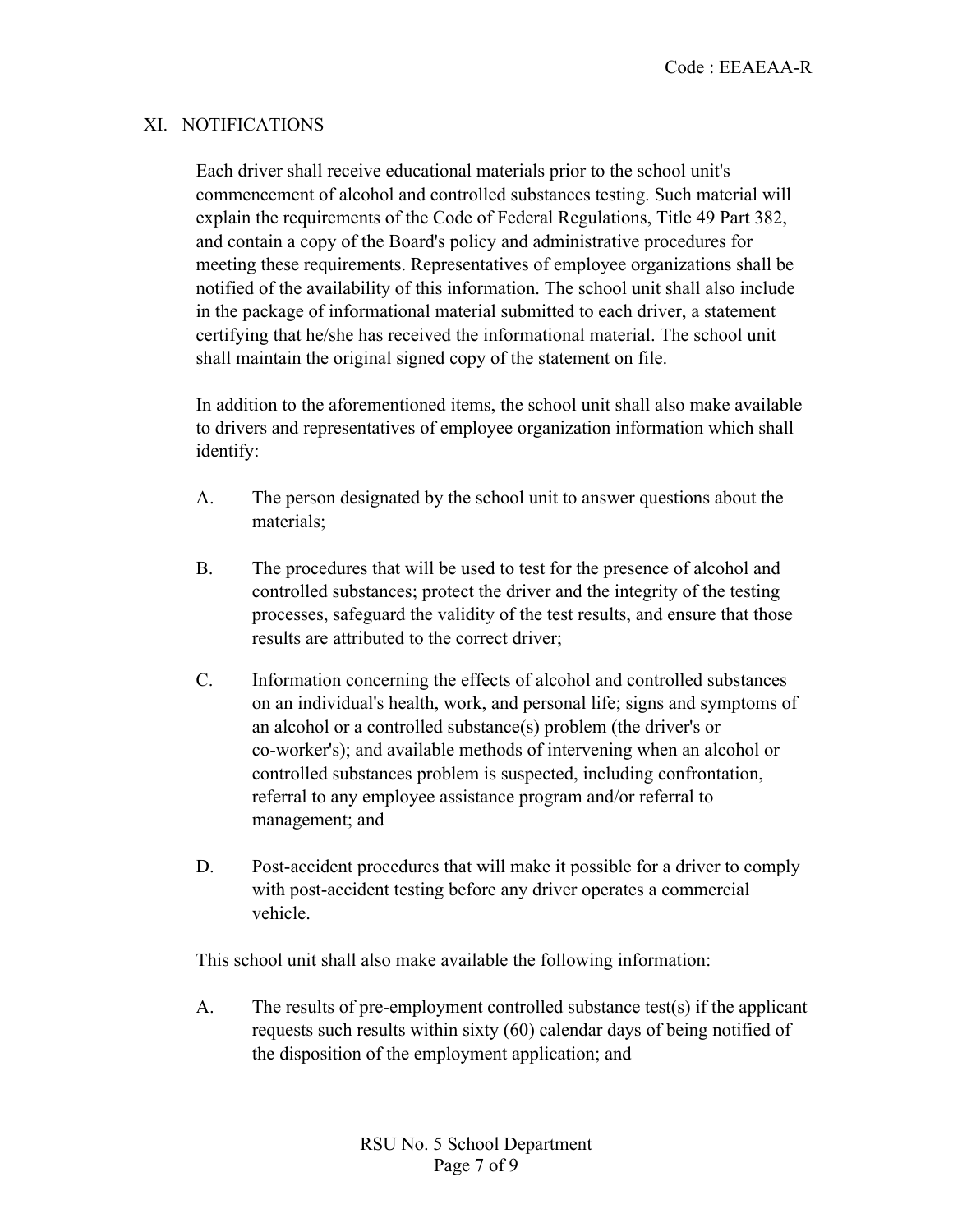## XI. NOTIFICATIONS

Each driver shall receive educational materials prior to the school unit's commencement of alcohol and controlled substances testing. Such material will explain the requirements of the Code of Federal Regulations, Title 49 Part 382, and contain a copy of the Board's policy and administrative procedures for meeting these requirements. Representatives of employee organizations shall be notified of the availability of this information. The school unit shall also include in the package of informational material submitted to each driver, a statement certifying that he/she has received the informational material. The school unit shall maintain the original signed copy of the statement on file.

In addition to the aforementioned items, the school unit shall also make available to drivers and representatives of employee organization information which shall identify:

A. The person designated by the school unit to answer questions about the materials;

B. The procedures that will be used to test for the presence of alcohol and controlled substances; protect the driver and the integrity of the testing processes, safeguard the validity of the test results, and ensure that those results are attributed to the correct driver;

C. Information concerning the effects of alcohol and controlled substances on an individual's health, work, and personal life; signs and symptoms of an alcohol or a controlled substance(s) problem (the driver's or co-worker's); and available methods of intervening when an alcohol or controlled substances problem is suspected, including confrontation, referral to any employee assistance program and/or referral to management; and

D. Post-accident procedures that will make it possible for a driver to comply with post-accident testing before any driver operates a commercial vehicle.

This school unit shall also make available the following information:

A. The results of pre-employment controlled substance test(s) if the applicant requests such results within sixty (60) calendar days of being notified of the disposition of the employment application; and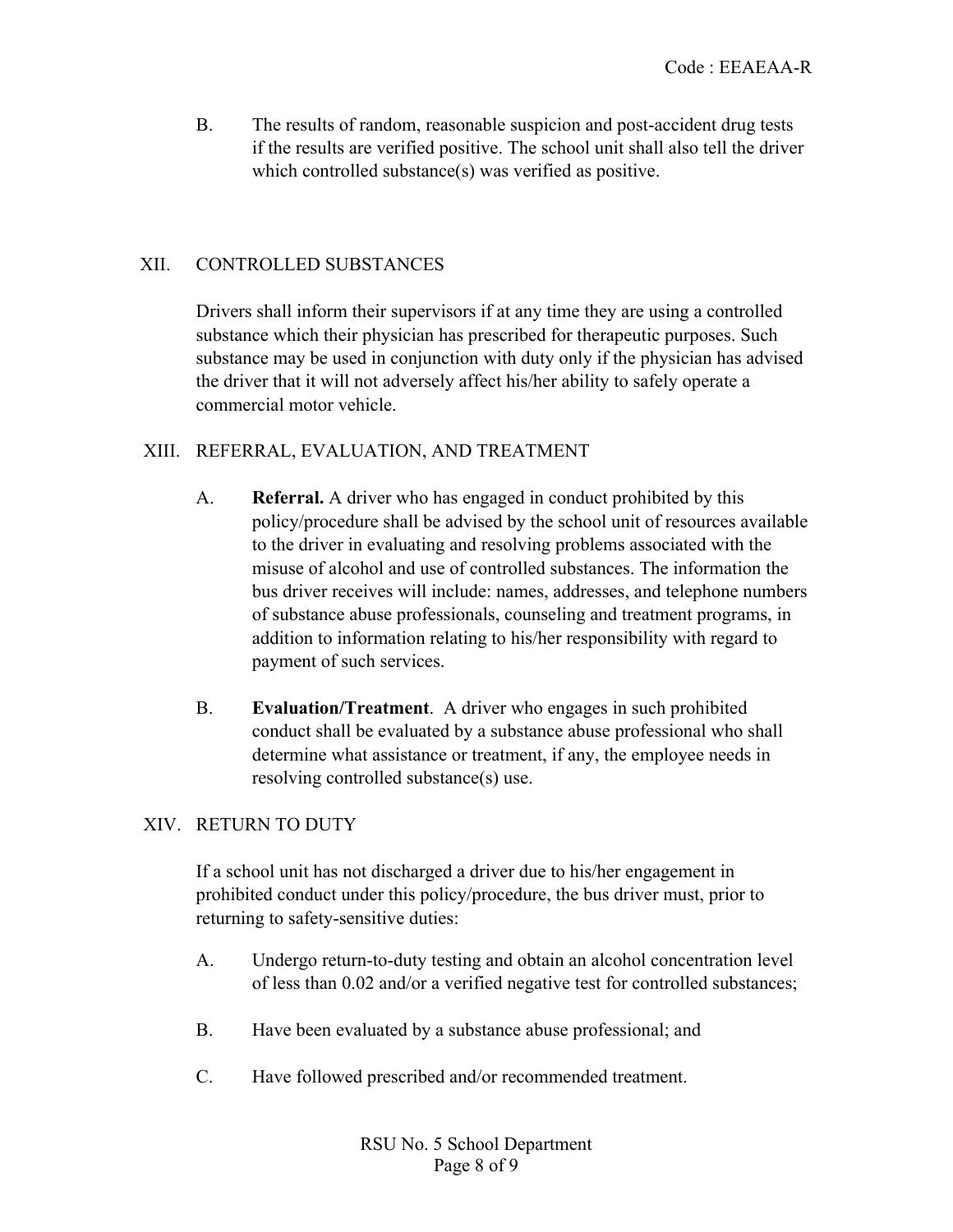B. The results of random, reasonable suspicion and post-accident drug tests if the results are verified positive. The school unit shall also tell the driver which controlled substance(s) was verified as positive.

## XII. CONTROLLED SUBSTANCES

Drivers shall inform their supervisors if at any time they are using a controlled substance which their physician has prescribed for therapeutic purposes. Such substance may be used in conjunction with duty only if the physician has advised the driver that it will not adversely affect his/her ability to safely operate a commercial motor vehicle.

## XIII. REFERRAL, EVALUATION, AND TREATMENT

A. **Referral.** A driver who has engaged in conduct prohibited by this policy/procedure shall be advised by the school unit of resources available to the driver in evaluating and resolving problems associated with the misuse of alcohol and use of controlled substances. The information the bus driver receives will include: names, addresses, and telephone numbers of substance abuse professionals, counseling and treatment programs, in addition to information relating to his/her responsibility with regard to payment of such services.

B. **Evaluation/Treatment**. A driver who engages in such prohibited conduct shall be evaluated by a substance abuse professional who shall determine what assistance or treatment, if any, the employee needs in resolving controlled substance(s) use.

## XIV. RETURN TO DUTY

If a school unit has not discharged a driver due to his/her engagement in prohibited conduct under this policy/procedure, the bus driver must, prior to returning to safety-sensitive duties:

A. Undergo return-to-duty testing and obtain an alcohol concentration level of less than 0.02 and/or a verified negative test for controlled substances;

B. Have been evaluated by a substance abuse professional; and

C. Have followed prescribed and/or recommended treatment.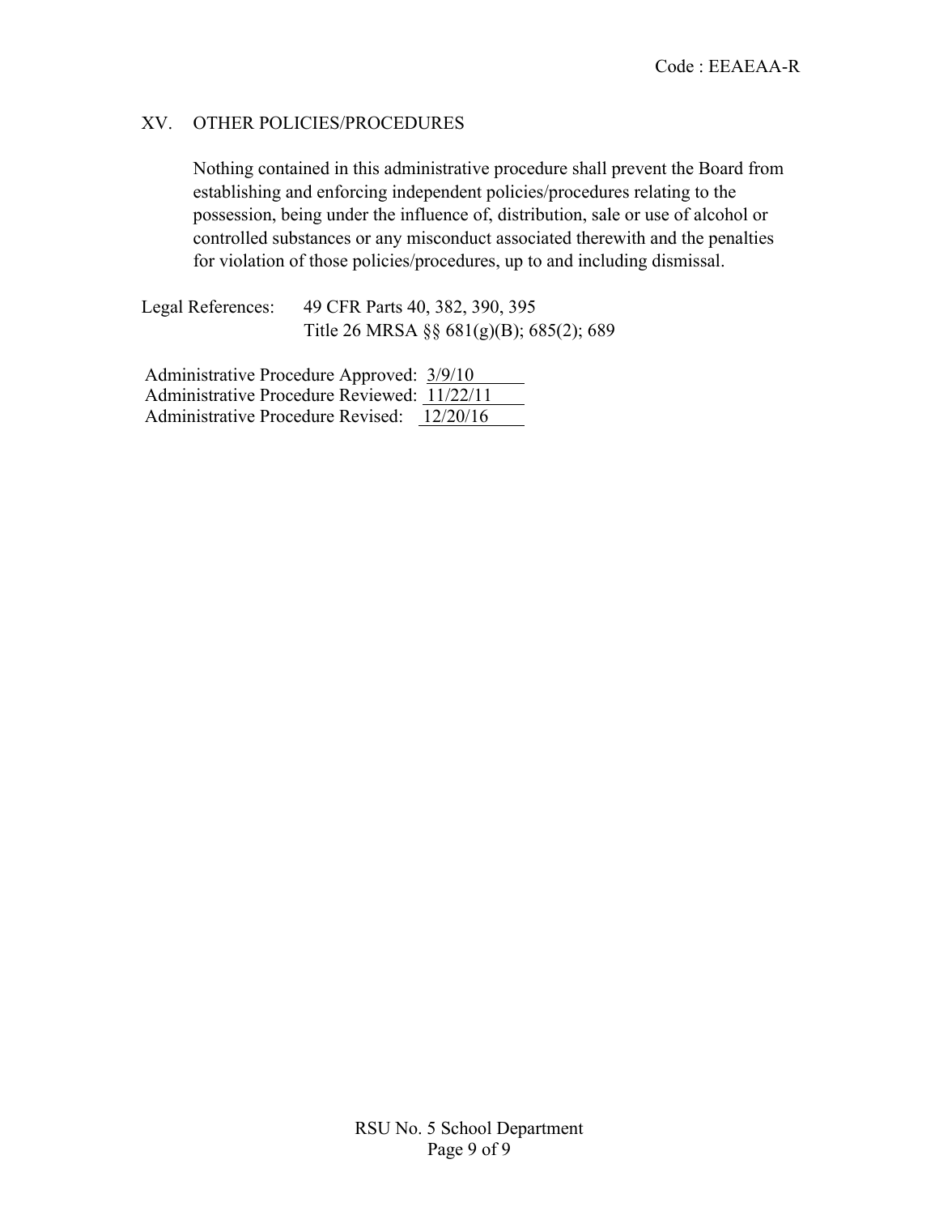## XV. OTHER POLICIES/PROCEDURES

Nothing contained in this administrative procedure shall prevent the Board from establishing and enforcing independent policies/procedures relating to the possession, being under the influence of, distribution, sale or use of alcohol or controlled substances or any misconduct associated therewith and the penalties for violation of those policies/procedures, up to and including dismissal.

Legal References: 49 CFR Parts 40, 382, 390, 395
Title 26 MRSA §§ 681(g)(B); 685(2); 689

Administrative Procedure Approved: 3/9/10
Administrative Procedure Reviewed: 11/22/11
Administrative Procedure Revised: 12/20/16